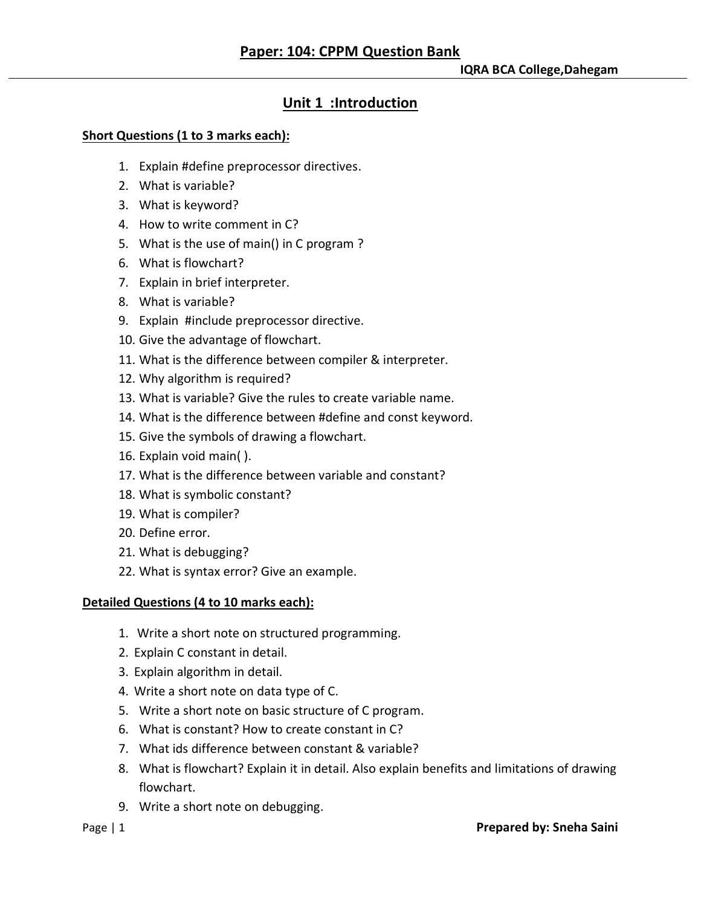# Paper: 104: CPPM Question Bank

**IQRA BCA College,Dahegam**

## Unit 1 :Introduction

**Short Questions (1 to 3 marks each):**

1. Explain #define preprocessor directives.
2. What is variable?
3. What is keyword?
4. How to write comment in C?
5. What is the use of main() in C program ?
6. What is flowchart?
7. Explain in brief interpreter.
8. What is variable?
9. Explain #include preprocessor directive.
10. Give the advantage of flowchart.
11. What is the difference between compiler & interpreter.
12. Why algorithm is required?
13. What is variable? Give the rules to create variable name.
14. What is the difference between #define and const keyword.
15. Give the symbols of drawing a flowchart.
16. Explain void main( ).
17. What is the difference between variable and constant?
18. What is symbolic constant?
19. What is compiler?
20. Define error.
21. What is debugging?
22. What is syntax error? Give an example.

**Detailed Questions (4 to 10 marks each):**

1. Write a short note on structured programming.
2. Explain C constant in detail.
3. Explain algorithm in detail.
4. Write a short note on data type of C.
5. Write a short note on basic structure of C program.
6. What is constant? How to create constant in C?
7. What ids difference between constant & variable?
8. What is flowchart? Explain it in detail. Also explain benefits and limitations of drawing flowchart.
9. Write a short note on debugging.

**Prepared by: Sneha Saini**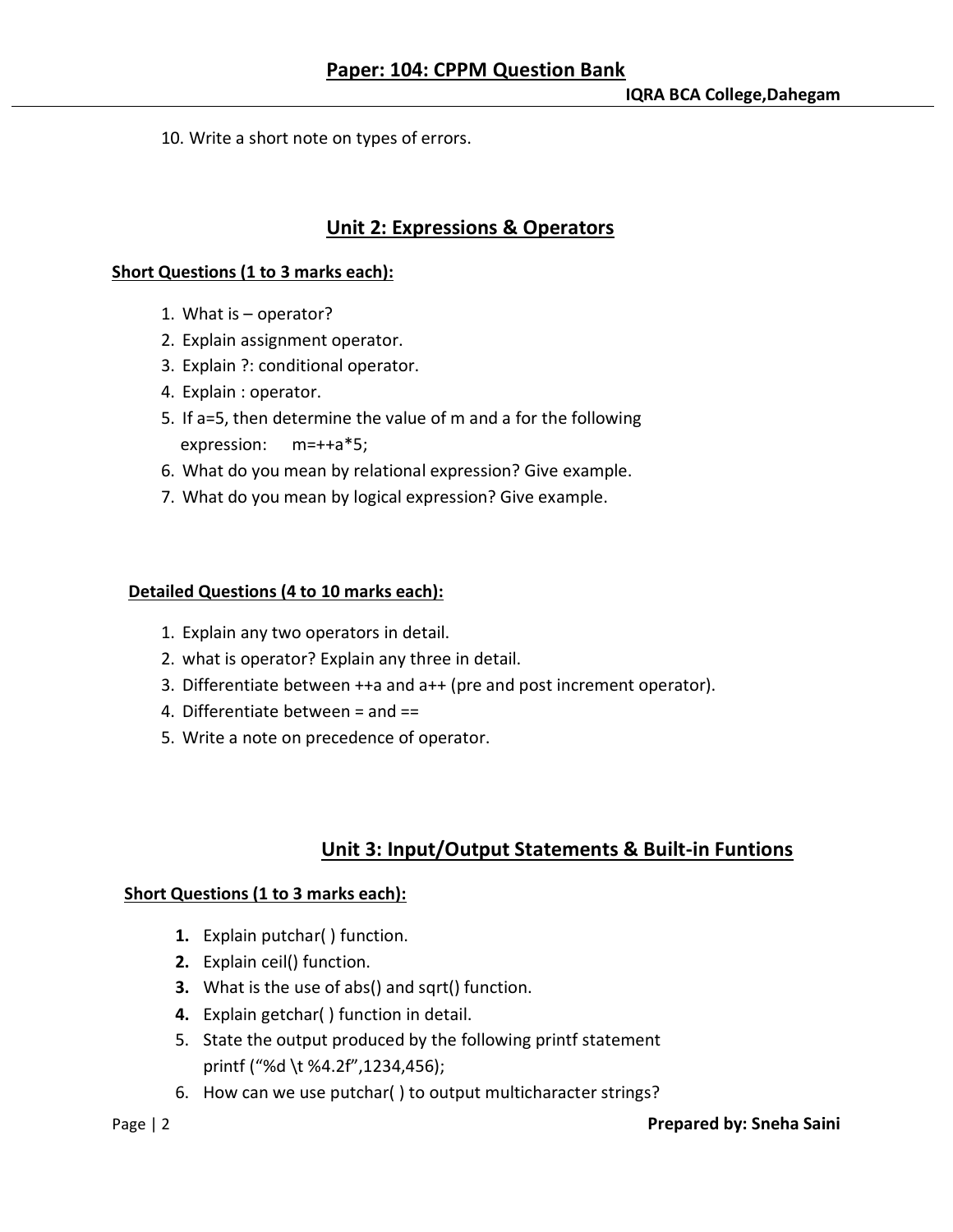10. Write a short note on types of errors.

## Unit 2: Expressions & Operators

**Short Questions (1 to 3 marks each):**

1. What is – operator?
2. Explain assignment operator.
3. Explain ?: conditional operator.
4. Explain : operator.
5. If a=5, then determine the value of m and a for the following expression: m=++a*5;
6. What do you mean by relational expression? Give example.
7. What do you mean by logical expression? Give example.

**Detailed Questions (4 to 10 marks each):**

1. Explain any two operators in detail.
2. what is operator? Explain any three in detail.
3. Differentiate between ++a and a++ (pre and post increment operator).
4. Differentiate between = and ==
5. Write a note on precedence of operator.

## Unit 3: Input/Output Statements & Built-in Funtions

**Short Questions (1 to 3 marks each):**

1. Explain putchar( ) function.
2. Explain ceil() function.
3. What is the use of abs() and sqrt() function.
4. Explain getchar( ) function in detail.
5. State the output produced by the following printf statement printf (“%d \t %4.2f”,1234,456);
6. How can we use putchar( ) to output multicharacter strings?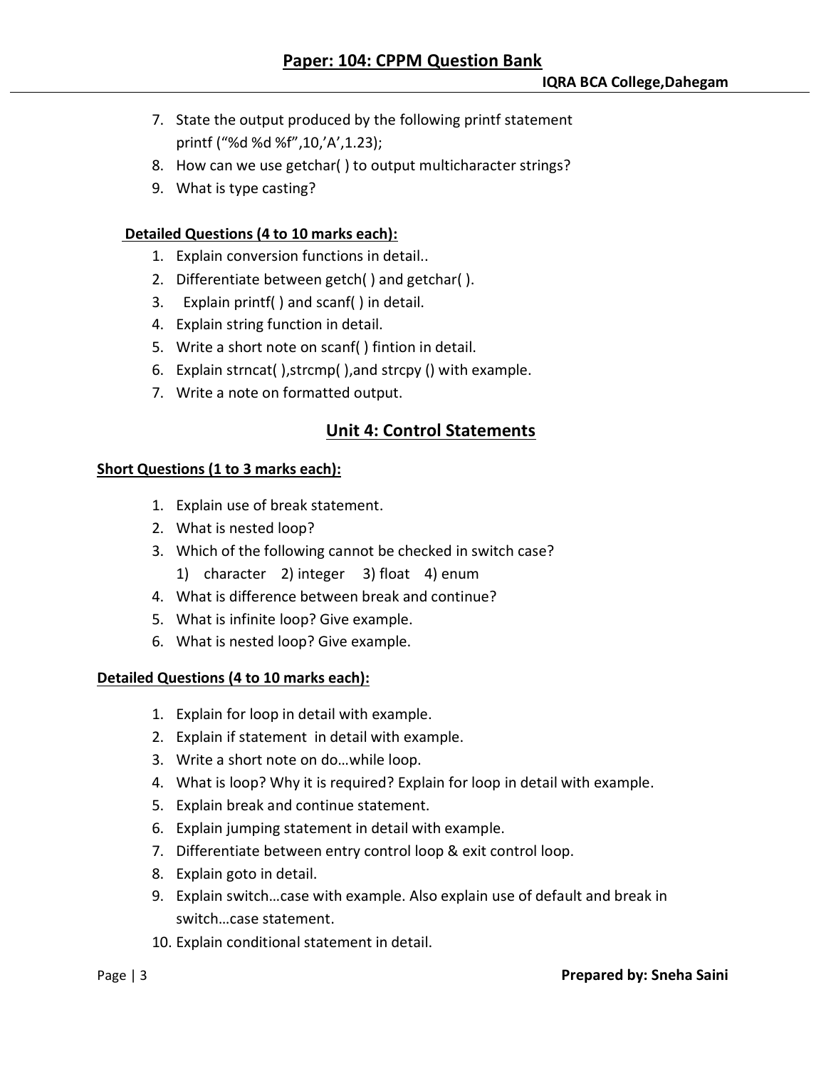7. State the output produced by the following printf statement
   printf ("%d %d %f",10,'A',1.23);
8. How can we use getchar( ) to output multicharacter strings?
9. What is type casting?

**Detailed Questions (4 to 10 marks each):**

1. Explain conversion functions in detail..
2. Differentiate between getch( ) and getchar( ).
3. Explain printf( ) and scanf( ) in detail.
4. Explain string function in detail.
5. Write a short note on scanf( ) fintion in detail.
6. Explain strncat( ),strcmp( ),and strcpy () with example.
7. Write a note on formatted output.

## Unit 4: Control Statements

**Short Questions (1 to 3 marks each):**

1. Explain use of break statement.
2. What is nested loop?
3. Which of the following cannot be checked in switch case?
   1) character 2) integer 3) float 4) enum
4. What is difference between break and continue?
5. What is infinite loop? Give example.
6. What is nested loop? Give example.

**Detailed Questions (4 to 10 marks each):**

1. Explain for loop in detail with example.
2. Explain if statement in detail with example.
3. Write a short note on do…while loop.
4. What is loop? Why it is required? Explain for loop in detail with example.
5. Explain break and continue statement.
6. Explain jumping statement in detail with example.
7. Differentiate between entry control loop & exit control loop.
8. Explain goto in detail.
9. Explain switch…case with example. Also explain use of default and break in switch…case statement.
10. Explain conditional statement in detail.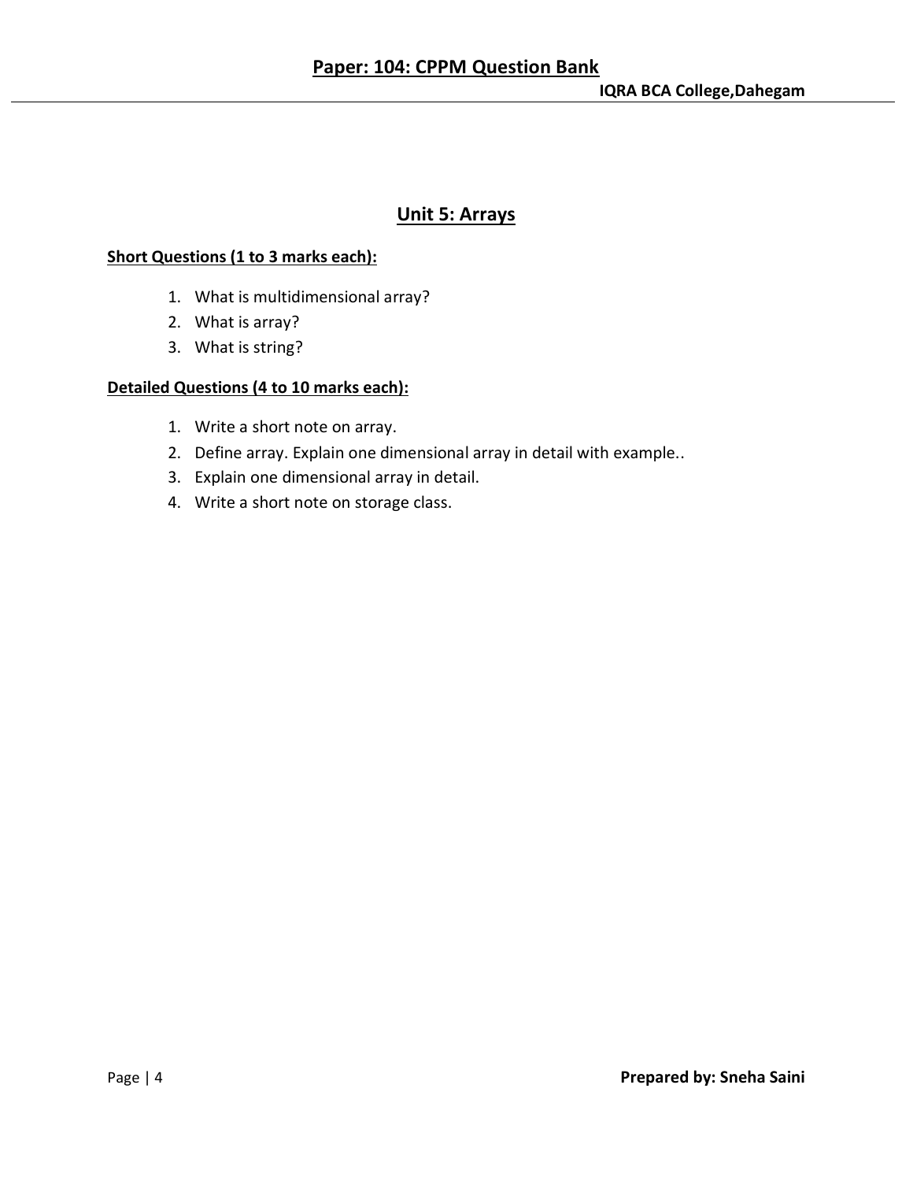## Unit 5: Arrays

**Short Questions (1 to 3 marks each):**

1. What is multidimensional array?
2. What is array?
3. What is string?

**Detailed Questions (4 to 10 marks each):**

1. Write a short note on array.
2. Define array. Explain one dimensional array in detail with example..
3. Explain one dimensional array in detail.
4. Write a short note on storage class.